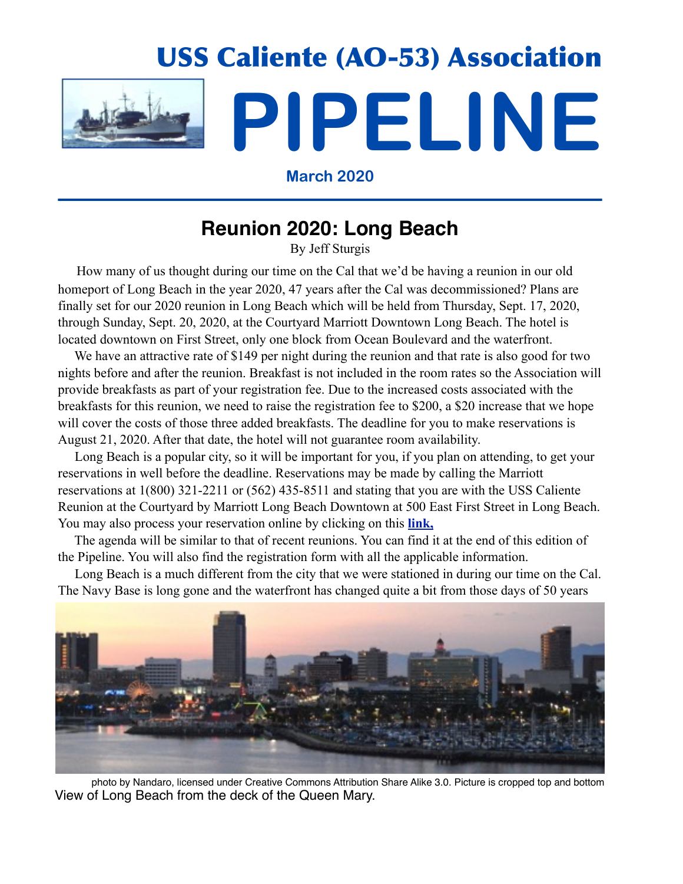# USS Caliente (AO-53) Association

# PIPELINE

**March 2020**

## Reunion 2020: Long Beach

By Jeff Sturgis

How many of us thought during our time on the Cal that we'd be having a reunion in our old homeport of Long Beach in the year 2020, 47 years after the Cal was decommissioned? Plans are finally set for our 2020 reunion in Long Beach which will be held from Thursday, Sept. 17, 2020, through Sunday, Sept. 20, 2020, at the Courtyard Marriott Downtown Long Beach. The hotel is located downtown on First Street, only one block from Ocean Boulevard and the waterfront.

We have an attractive rate of $149 per night during the reunion and that rate is also good for two nights before and after the reunion. Breakfast is not included in the room rates so the Association will provide breakfasts as part of your registration fee. Due to the increased costs associated with the breakfasts for this reunion, we need to raise the registration fee to $200, a $20 increase that we hope will cover the costs of those three added breakfasts. The deadline for you to make reservations is August 21, 2020. After that date, the hotel will not guarantee room availability.

Long Beach is a popular city, so it will be important for you, if you plan on attending, to get your reservations in well before the deadline. Reservations may be made by calling the Marriott reservations at 1(800) 321-2211 or (562) 435-8511 and stating that you are with the USS Caliente Reunion at the Courtyard by Marriott Long Beach Downtown at 500 East First Street in Long Beach. You may also process your reservation online by clicking on this **link,**

The agenda will be similar to that of recent reunions. You can find it at the end of this edition of the Pipeline. You will also find the registration form with all the applicable information.

Long Beach is a much different from the city that we were stationed in during our time on the Cal. The Navy Base is long gone and the waterfront has changed quite a bit from those days of 50 years

photo by Nandaro, licensed under Creative Commons Attribution Share Alike 3.0. Picture is cropped top and bottom

View of Long Beach from the deck of the Queen Mary.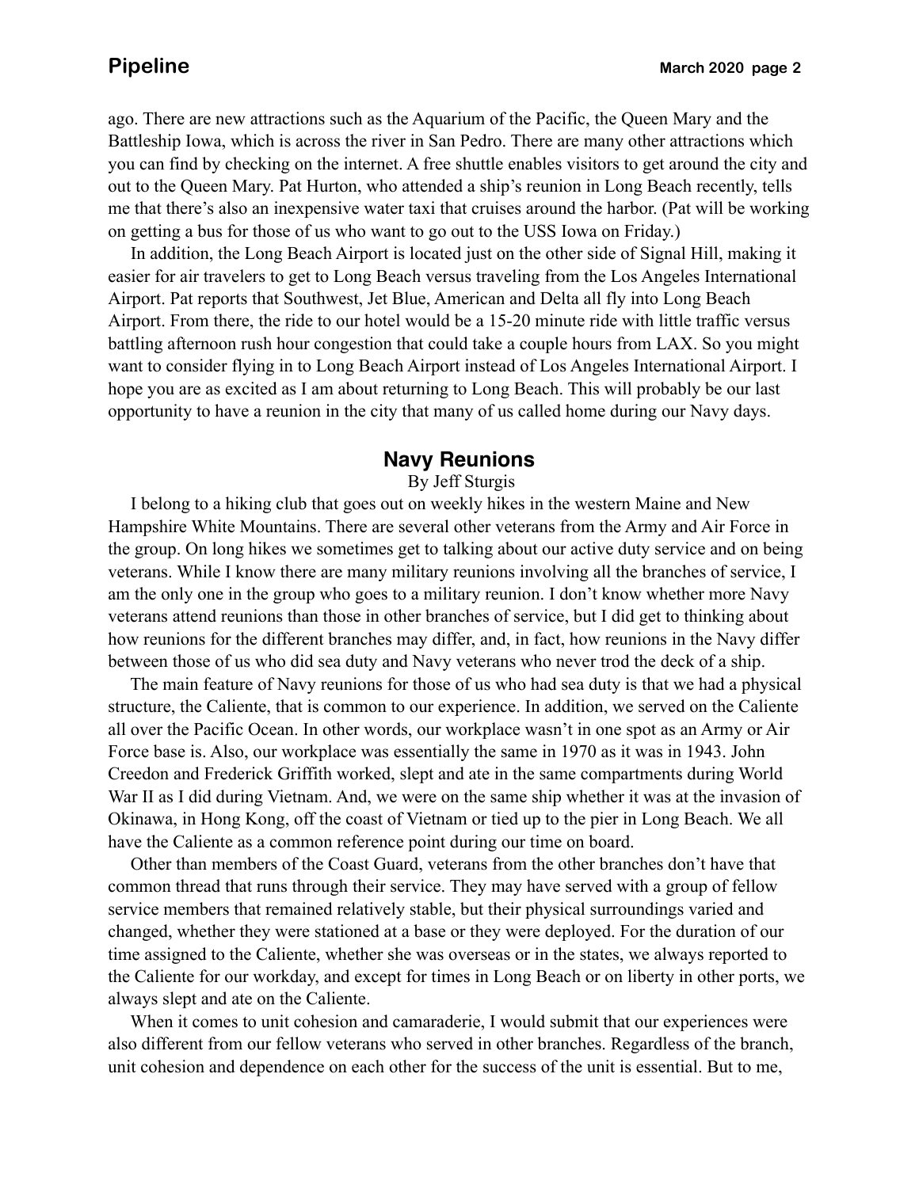ago. There are new attractions such as the Aquarium of the Pacific, the Queen Mary and the Battleship Iowa, which is across the river in San Pedro. There are many other attractions which you can find by checking on the internet. A free shuttle enables visitors to get around the city and out to the Queen Mary. Pat Hurton, who attended a ship's reunion in Long Beach recently, tells me that there's also an inexpensive water taxi that cruises around the harbor. (Pat will be working on getting a bus for those of us who want to go out to the USS Iowa on Friday.)

In addition, the Long Beach Airport is located just on the other side of Signal Hill, making it easier for air travelers to get to Long Beach versus traveling from the Los Angeles International Airport. Pat reports that Southwest, Jet Blue, American and Delta all fly into Long Beach Airport. From there, the ride to our hotel would be a 15-20 minute ride with little traffic versus battling afternoon rush hour congestion that could take a couple hours from LAX. So you might want to consider flying in to Long Beach Airport instead of Los Angeles International Airport. I hope you are as excited as I am about returning to Long Beach. This will probably be our last opportunity to have a reunion in the city that many of us called home during our Navy days.

## Navy Reunions

By Jeff Sturgis

I belong to a hiking club that goes out on weekly hikes in the western Maine and New Hampshire White Mountains. There are several other veterans from the Army and Air Force in the group. On long hikes we sometimes get to talking about our active duty service and on being veterans. While I know there are many military reunions involving all the branches of service, I am the only one in the group who goes to a military reunion. I don't know whether more Navy veterans attend reunions than those in other branches of service, but I did get to thinking about how reunions for the different branches may differ, and, in fact, how reunions in the Navy differ between those of us who did sea duty and Navy veterans who never trod the deck of a ship.

The main feature of Navy reunions for those of us who had sea duty is that we had a physical structure, the Caliente, that is common to our experience. In addition, we served on the Caliente all over the Pacific Ocean. In other words, our workplace wasn't in one spot as an Army or Air Force base is. Also, our workplace was essentially the same in 1970 as it was in 1943. John Creedon and Frederick Griffith worked, slept and ate in the same compartments during World War II as I did during Vietnam. And, we were on the same ship whether it was at the invasion of Okinawa, in Hong Kong, off the coast of Vietnam or tied up to the pier in Long Beach. We all have the Caliente as a common reference point during our time on board.

Other than members of the Coast Guard, veterans from the other branches don't have that common thread that runs through their service. They may have served with a group of fellow service members that remained relatively stable, but their physical surroundings varied and changed, whether they were stationed at a base or they were deployed. For the duration of our time assigned to the Caliente, whether she was overseas or in the states, we always reported to the Caliente for our workday, and except for times in Long Beach or on liberty in other ports, we always slept and ate on the Caliente.

When it comes to unit cohesion and camaraderie, I would submit that our experiences were also different from our fellow veterans who served in other branches. Regardless of the branch, unit cohesion and dependence on each other for the success of the unit is essential. But to me,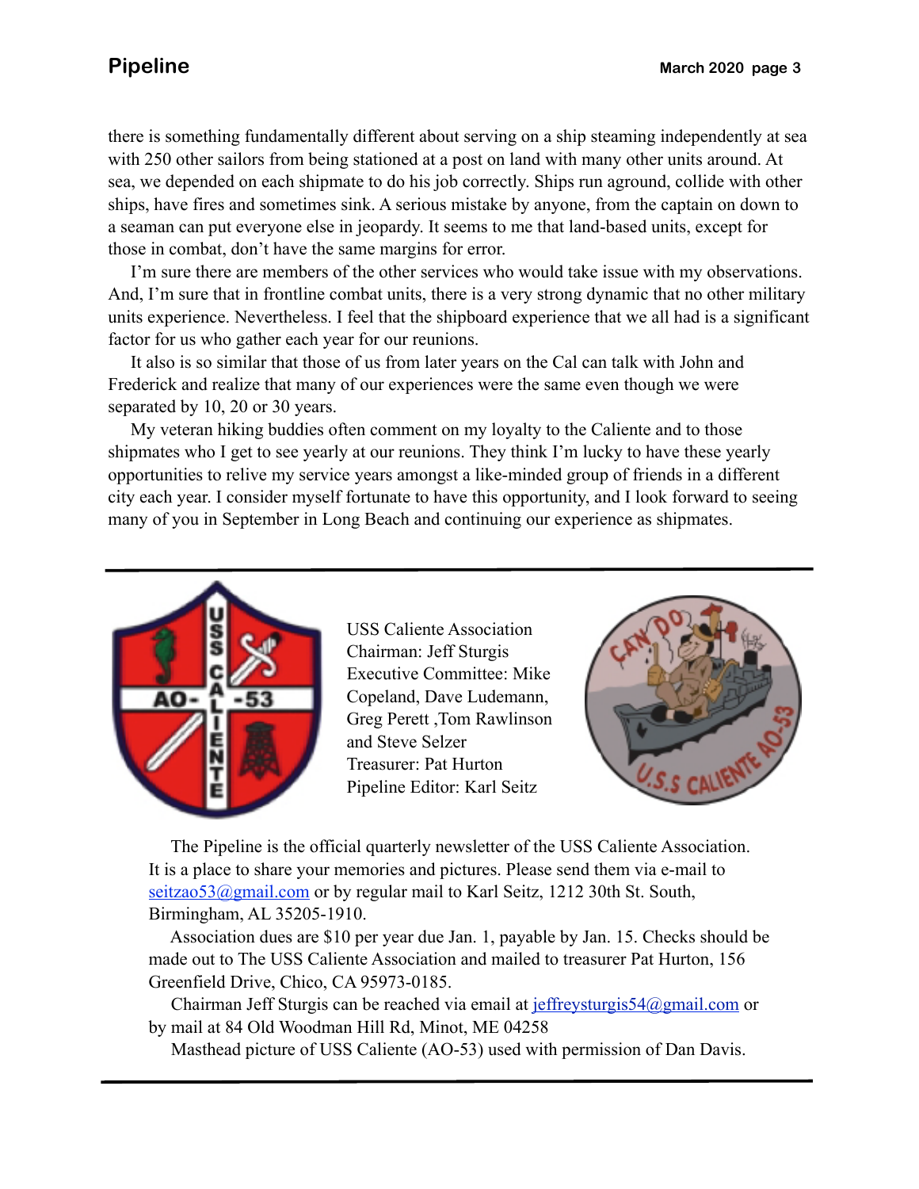there is something fundamentally different about serving on a ship steaming independently at sea with 250 other sailors from being stationed at a post on land with many other units around. At sea, we depended on each shipmate to do his job correctly. Ships run aground, collide with other ships, have fires and sometimes sink. A serious mistake by anyone, from the captain on down to a seaman can put everyone else in jeopardy. It seems to me that land-based units, except for those in combat, don't have the same margins for error.

I'm sure there are members of the other services who would take issue with my observations. And, I'm sure that in frontline combat units, there is a very strong dynamic that no other military units experience. Nevertheless. I feel that the shipboard experience that we all had is a significant factor for us who gather each year for our reunions.

It also is so similar that those of us from later years on the Cal can talk with John and Frederick and realize that many of our experiences were the same even though we were separated by 10, 20 or 30 years.

My veteran hiking buddies often comment on my loyalty to the Caliente and to those shipmates who I get to see yearly at our reunions. They think I'm lucky to have these yearly opportunities to relive my service years amongst a like-minded group of friends in a different city each year. I consider myself fortunate to have this opportunity, and I look forward to seeing many of you in September in Long Beach and continuing our experience as shipmates.

---

USS Caliente Association
Chairman: Jeff Sturgis
Executive Committee: Mike Copeland, Dave Ludemann, Greg Perett ,Tom Rawlinson and Steve Selzer
Treasurer: Pat Hurton
Pipeline Editor: Karl Seitz

The Pipeline is the official quarterly newsletter of the USS Caliente Association. It is a place to share your memories and pictures. Please send them via e-mail to seitzao53@gmail.com or by regular mail to Karl Seitz, 1212 30th St. South, Birmingham, AL 35205-1910.

Association dues are $10 per year due Jan. 1, payable by Jan. 15. Checks should be made out to The USS Caliente Association and mailed to treasurer Pat Hurton, 156 Greenfield Drive, Chico, CA 95973-0185.

Chairman Jeff Sturgis can be reached via email at jeffreysturgis54@gmail.com or by mail at 84 Old Woodman Hill Rd, Minot, ME 04258

Masthead picture of USS Caliente (AO-53) used with permission of Dan Davis.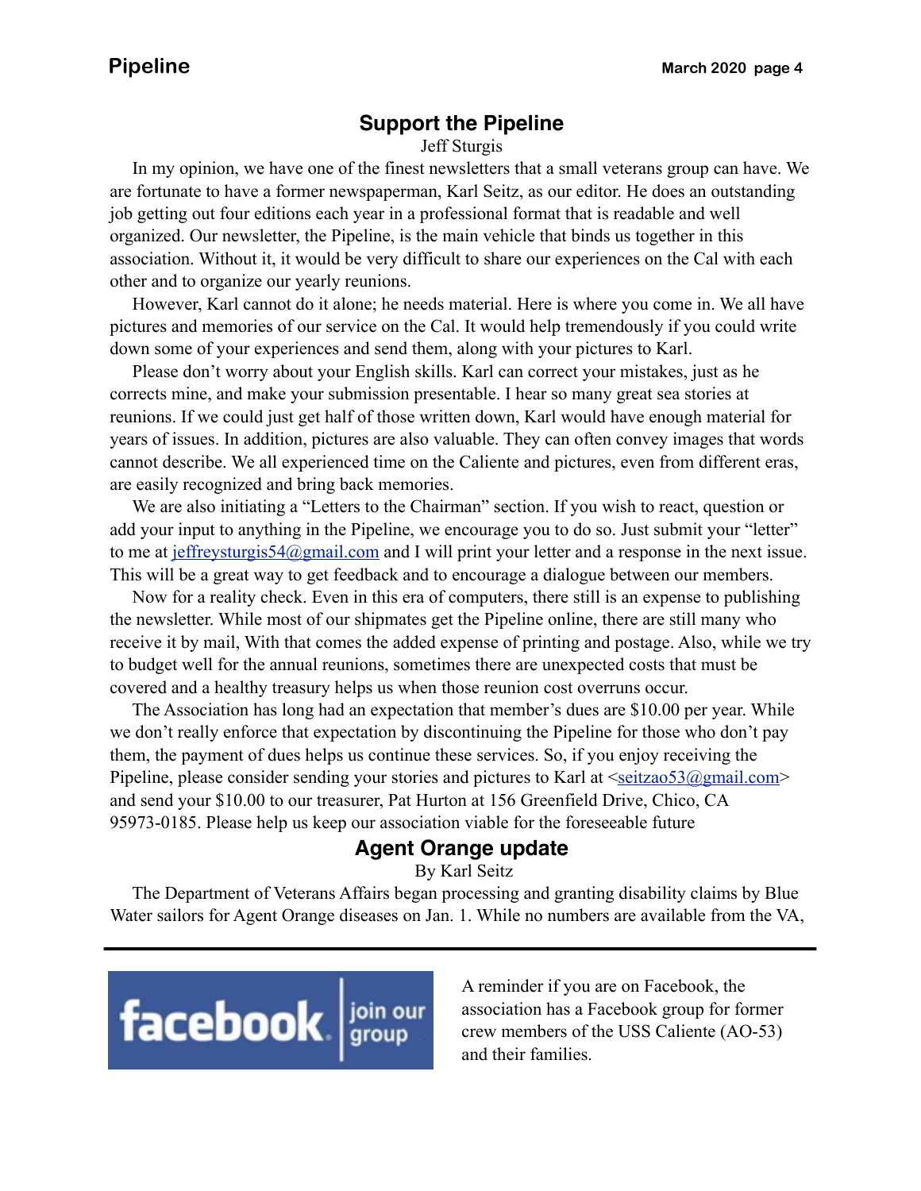## Support the Pipeline

Jeff Sturgis

In my opinion, we have one of the finest newsletters that a small veterans group can have. We are fortunate to have a former newspaperman, Karl Seitz, as our editor. He does an outstanding job getting out four editions each year in a professional format that is readable and well organized. Our newsletter, the Pipeline, is the main vehicle that binds us together in this association. Without it, it would be very difficult to share our experiences on the Cal with each other and to organize our yearly reunions.

However, Karl cannot do it alone; he needs material. Here is where you come in. We all have pictures and memories of our service on the Cal. It would help tremendously if you could write down some of your experiences and send them, along with your pictures to Karl.

Please don't worry about your English skills. Karl can correct your mistakes, just as he corrects mine, and make your submission presentable. I hear so many great sea stories at reunions. If we could just get half of those written down, Karl would have enough material for years of issues. In addition, pictures are also valuable. They can often convey images that words cannot describe. We all experienced time on the Caliente and pictures, even from different eras, are easily recognized and bring back memories.

We are also initiating a "Letters to the Chairman" section. If you wish to react, question or add your input to anything in the Pipeline, we encourage you to do so. Just submit your "letter" to me at jeffreysturgis54@gmail.com and I will print your letter and a response in the next issue. This will be a great way to get feedback and to encourage a dialogue between our members.

Now for a reality check. Even in this era of computers, there still is an expense to publishing the newsletter. While most of our shipmates get the Pipeline online, there are still many who receive it by mail, With that comes the added expense of printing and postage. Also, while we try to budget well for the annual reunions, sometimes there are unexpected costs that must be covered and a healthy treasury helps us when those reunion cost overruns occur.

The Association has long had an expectation that member's dues are $10.00 per year. While we don't really enforce that expectation by discontinuing the Pipeline for those who don't pay them, the payment of dues helps us continue these services. So, if you enjoy receiving the Pipeline, please consider sending your stories and pictures to Karl at <seitzao53@gmail.com> and send your $10.00 to our treasurer, Pat Hurton at 156 Greenfield Drive, Chico, CA 95973-0185. Please help us keep our association viable for the foreseeable future

## Agent Orange update

By Karl Seitz

The Department of Veterans Affairs began processing and granting disability claims by Blue Water sailors for Agent Orange diseases on Jan. 1. While no numbers are available from the VA,

---

facebook | join our group

A reminder if you are on Facebook, the association has a Facebook group for former crew members of the USS Caliente (AO-53) and their families.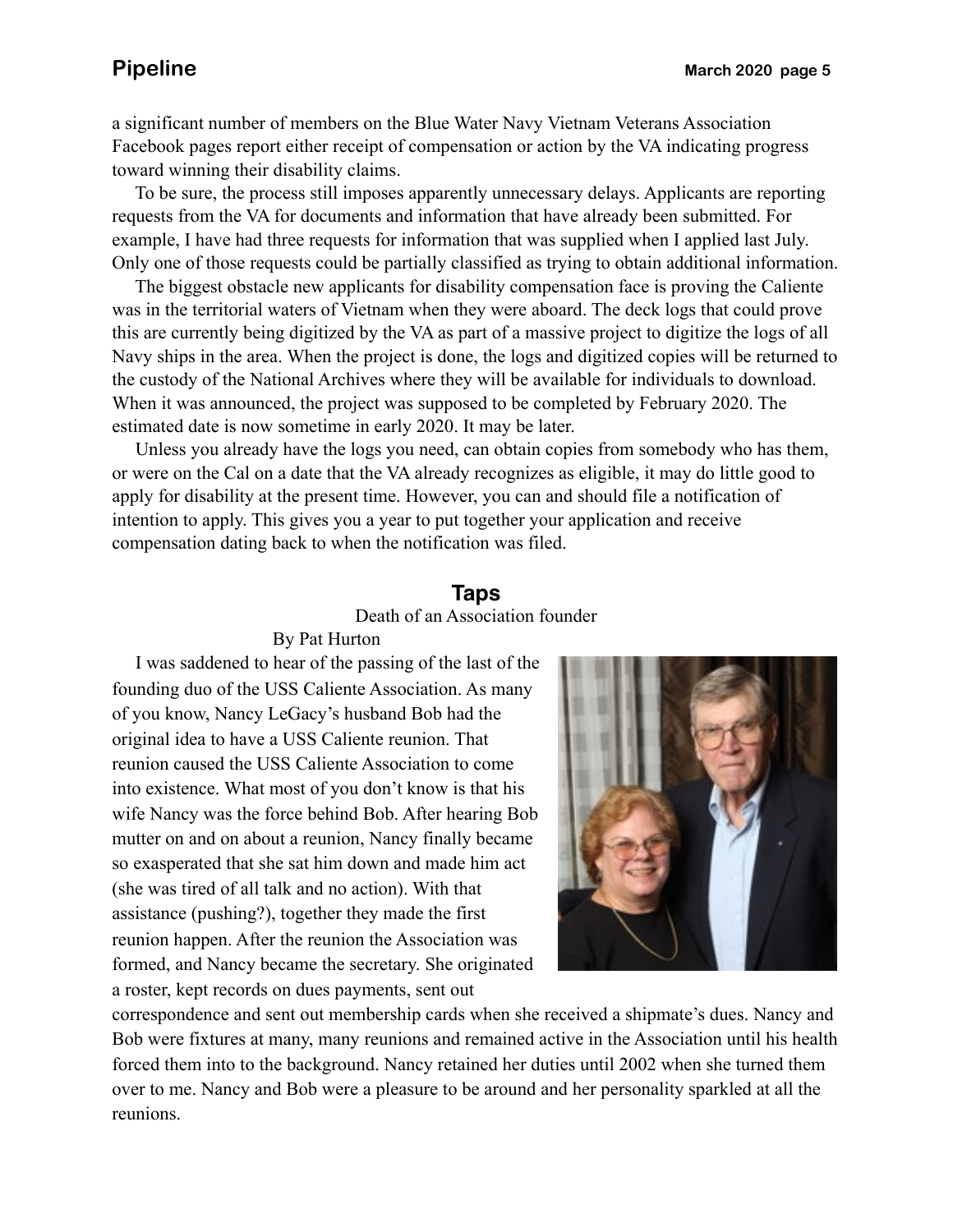a significant number of members on the Blue Water Navy Vietnam Veterans Association Facebook pages report either receipt of compensation or action by the VA indicating progress toward winning their disability claims.

To be sure, the process still imposes apparently unnecessary delays. Applicants are reporting requests from the VA for documents and information that have already been submitted. For example, I have had three requests for information that was supplied when I applied last July. Only one of those requests could be partially classified as trying to obtain additional information.

The biggest obstacle new applicants for disability compensation face is proving the Caliente was in the territorial waters of Vietnam when they were aboard. The deck logs that could prove this are currently being digitized by the VA as part of a massive project to digitize the logs of all Navy ships in the area. When the project is done, the logs and digitized copies will be returned to the custody of the National Archives where they will be available for individuals to download. When it was announced, the project was supposed to be completed by February 2020. The estimated date is now sometime in early 2020. It may be later.

Unless you already have the logs you need, can obtain copies from somebody who has them, or were on the Cal on a date that the VA already recognizes as eligible, it may do little good to apply for disability at the present time. However, you can and should file a notification of intention to apply. This gives you a year to put together your application and receive compensation dating back to when the notification was filed.

## Taps

Death of an Association founder

By Pat Hurton

I was saddened to hear of the passing of the last of the founding duo of the USS Caliente Association. As many of you know, Nancy LeGacy's husband Bob had the original idea to have a USS Caliente reunion. That reunion caused the USS Caliente Association to come into existence. What most of you don't know is that his wife Nancy was the force behind Bob. After hearing Bob mutter on and on about a reunion, Nancy finally became so exasperated that she sat him down and made him act (she was tired of all talk and no action). With that assistance (pushing?), together they made the first reunion happen. After the reunion the Association was formed, and Nancy became the secretary. She originated a roster, kept records on dues payments, sent out correspondence and sent out membership cards when she received a shipmate's dues. Nancy and Bob were fixtures at many, many reunions and remained active in the Association until his health forced them into to the background. Nancy retained her duties until 2002 when she turned them over to me. Nancy and Bob were a pleasure to be around and her personality sparkled at all the reunions.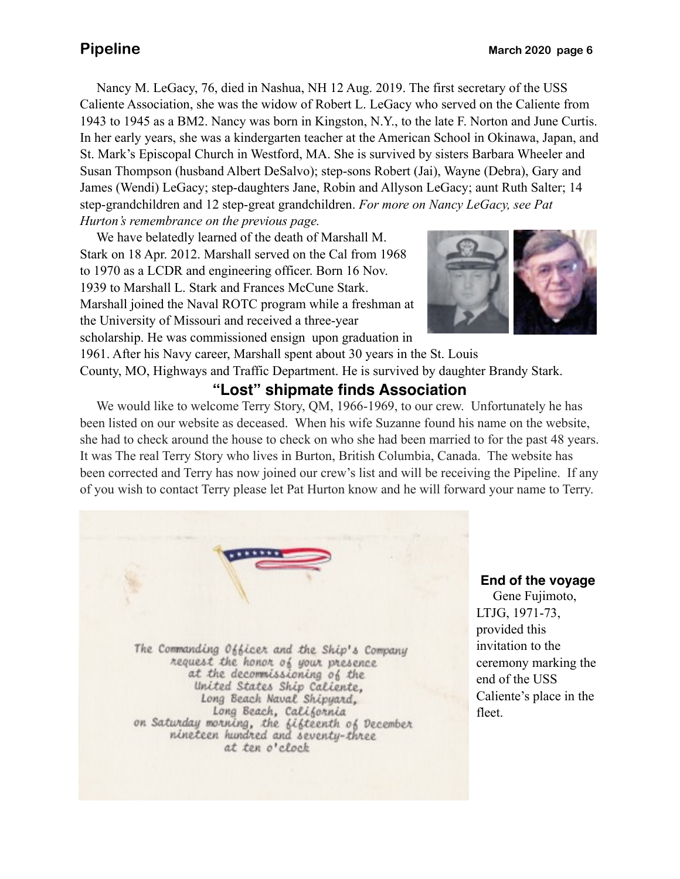Nancy M. LeGacy, 76, died in Nashua, NH 12 Aug. 2019. The first secretary of the USS Caliente Association, she was the widow of Robert L. LeGacy who served on the Caliente from 1943 to 1945 as a BM2. Nancy was born in Kingston, N.Y., to the late F. Norton and June Curtis. In her early years, she was a kindergarten teacher at the American School in Okinawa, Japan, and St. Mark's Episcopal Church in Westford, MA. She is survived by sisters Barbara Wheeler and Susan Thompson (husband Albert DeSalvo); step-sons Robert (Jai), Wayne (Debra), Gary and James (Wendi) LeGacy; step-daughters Jane, Robin and Allyson LeGacy; aunt Ruth Salter; 14 step-grandchildren and 12 step-great grandchildren. *For more on Nancy LeGacy, see Pat Hurton's remembrance on the previous page.*

We have belatedly learned of the death of Marshall M. Stark on 18 Apr. 2012. Marshall served on the Cal from 1968 to 1970 as a LCDR and engineering officer. Born 16 Nov. 1939 to Marshall L. Stark and Frances McCune Stark. Marshall joined the Naval ROTC program while a freshman at the University of Missouri and received a three-year scholarship. He was commissioned ensign upon graduation in 1961. After his Navy career, Marshall spent about 30 years in the St. Louis County, MO, Highways and Traffic Department. He is survived by daughter Brandy Stark.

## "Lost" shipmate finds Association

We would like to welcome Terry Story, QM, 1966-1969, to our crew. Unfortunately he has been listed on our website as deceased. When his wife Suzanne found his name on the website, she had to check around the house to check on who she had been married to for the past 48 years. It was The real Terry Story who lives in Burton, British Columbia, Canada. The website has been corrected and Terry has now joined our crew's list and will be receiving the Pipeline. If any of you wish to contact Terry please let Pat Hurton know and he will forward your name to Terry.

The Commanding Officer and the Ship's Company
request the honor of your presence
at the decommissioning of the
United States Ship Caliente,
Long Beach Naval Shipyard,
Long Beach, California
on Saturday morning, the fifteenth of December
nineteen hundred and seventy-three
at ten o'clock

### End of the voyage

Gene Fujimoto, LTJG, 1971-73, provided this invitation to the ceremony marking the end of the USS Caliente's place in the fleet.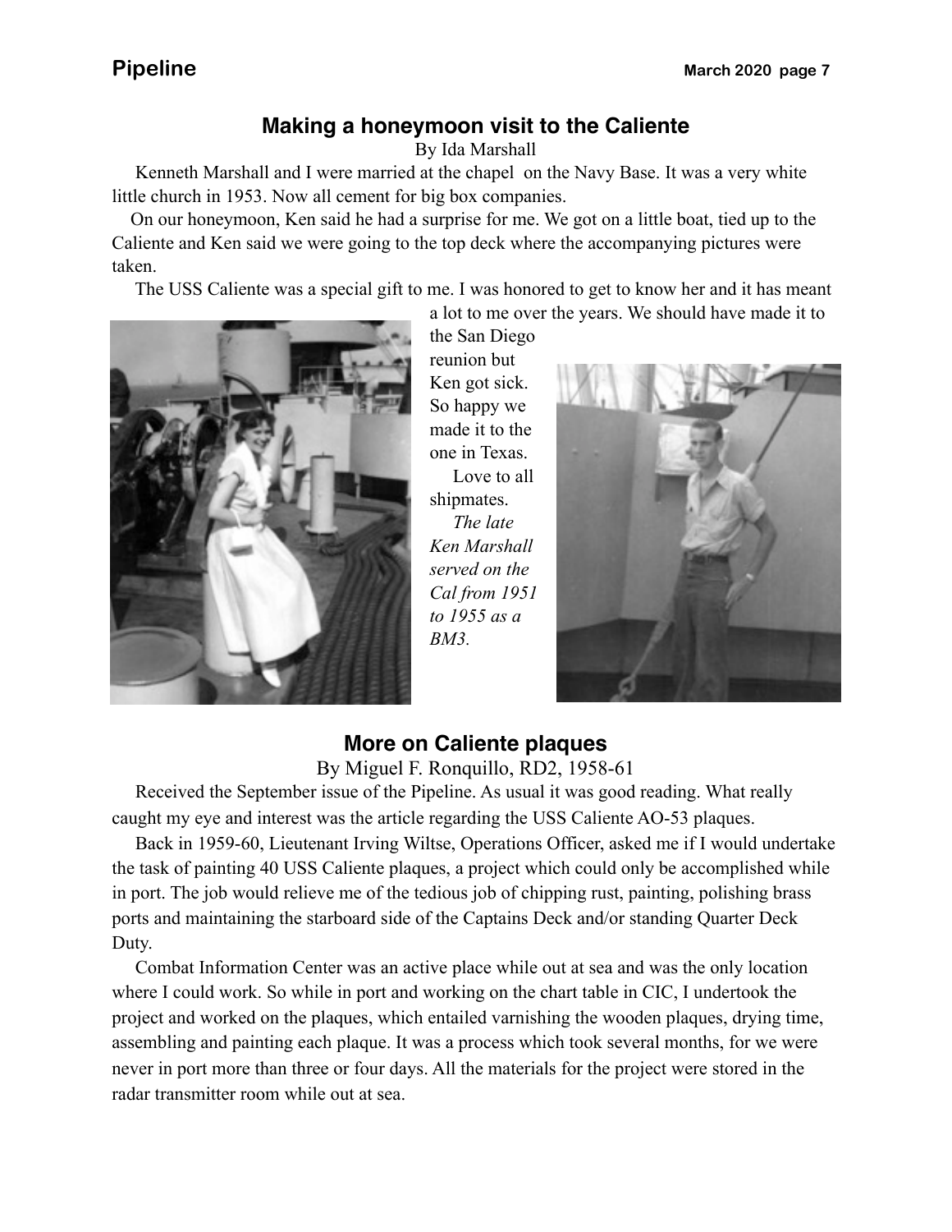## Making a honeymoon visit to the Caliente

By Ida Marshall

Kenneth Marshall and I were married at the chapel on the Navy Base. It was a very white little church in 1953. Now all cement for big box companies.

On our honeymoon, Ken said he had a surprise for me. We got on a little boat, tied up to the Caliente and Ken said we were going to the top deck where the accompanying pictures were taken.

The USS Caliente was a special gift to me. I was honored to get to know her and it has meant a lot to me over the years. We should have made it to the San Diego reunion but Ken got sick. So happy we made it to the one in Texas.

Love to all shipmates.

*The late Ken Marshall served on the Cal from 1951 to 1955 as a BM3.*

## More on Caliente plaques

By Miguel F. Ronquillo, RD2, 1958-61

Received the September issue of the Pipeline. As usual it was good reading. What really caught my eye and interest was the article regarding the USS Caliente AO-53 plaques.

Back in 1959-60, Lieutenant Irving Wiltse, Operations Officer, asked me if I would undertake the task of painting 40 USS Caliente plaques, a project which could only be accomplished while in port. The job would relieve me of the tedious job of chipping rust, painting, polishing brass ports and maintaining the starboard side of the Captains Deck and/or standing Quarter Deck Duty.

Combat Information Center was an active place while out at sea and was the only location where I could work. So while in port and working on the chart table in CIC, I undertook the project and worked on the plaques, which entailed varnishing the wooden plaques, drying time, assembling and painting each plaque. It was a process which took several months, for we were never in port more than three or four days. All the materials for the project were stored in the radar transmitter room while out at sea.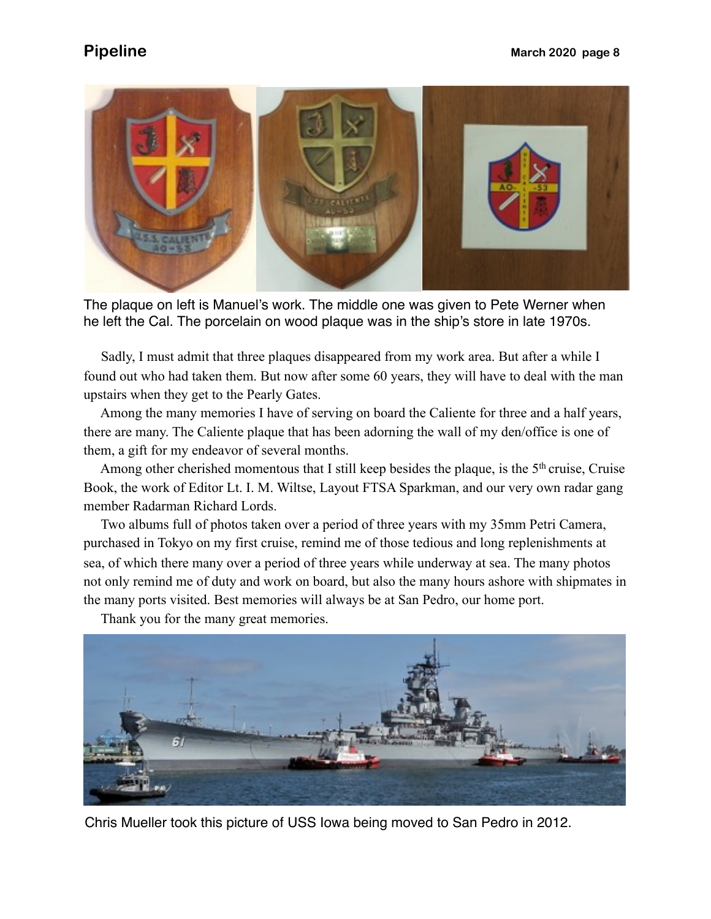The plaque on left is Manuel's work. The middle one was given to Pete Werner when he left the Cal. The porcelain on wood plaque was in the ship's store in late 1970s.

Sadly, I must admit that three plaques disappeared from my work area. But after a while I found out who had taken them. But now after some 60 years, they will have to deal with the man upstairs when they get to the Pearly Gates.

Among the many memories I have of serving on board the Caliente for three and a half years, there are many. The Caliente plaque that has been adorning the wall of my den/office is one of them, a gift for my endeavor of several months.

Among other cherished momentous that I still keep besides the plaque, is the 5th cruise, Cruise Book, the work of Editor Lt. I. M. Wiltse, Layout FTSA Sparkman, and our very own radar gang member Radarman Richard Lords.

Two albums full of photos taken over a period of three years with my 35mm Petri Camera, purchased in Tokyo on my first cruise, remind me of those tedious and long replenishments at sea, of which there many over a period of three years while underway at sea. The many photos not only remind me of duty and work on board, but also the many hours ashore with shipmates in the many ports visited. Best memories will always be at San Pedro, our home port.

Thank you for the many great memories.

Chris Mueller took this picture of USS Iowa being moved to San Pedro in 2012.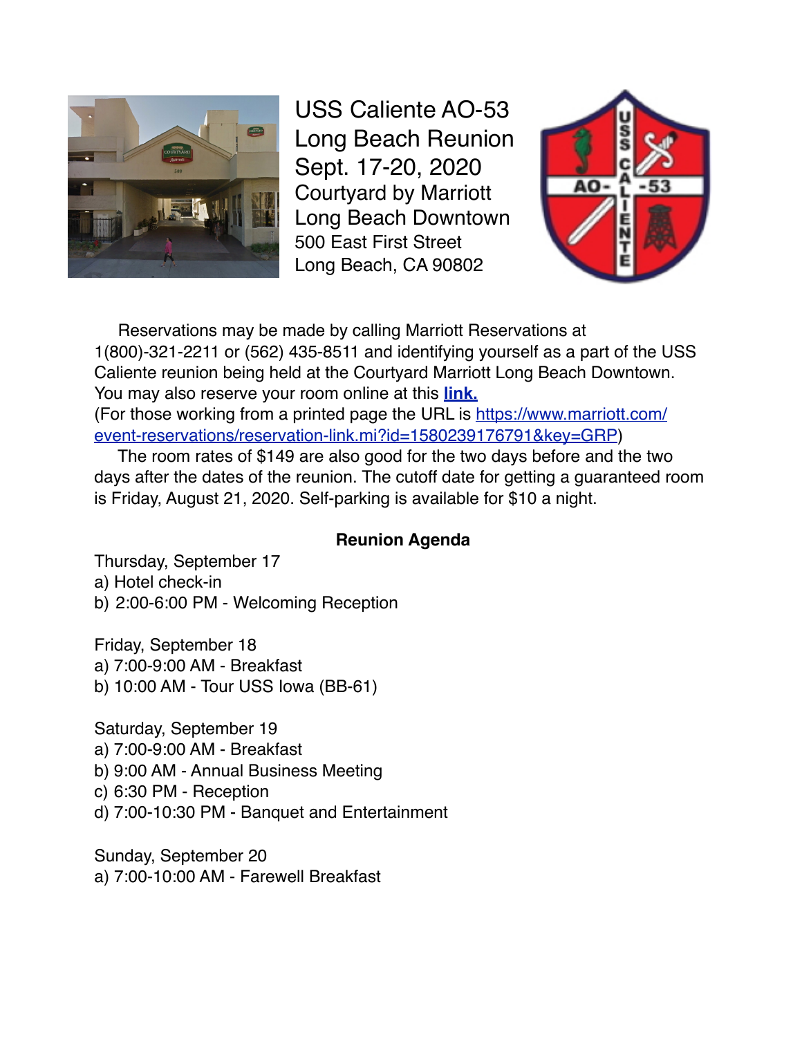# USS Caliente AO-53 Long Beach Reunion Sept. 17-20, 2020

Courtyard by Marriott
Long Beach Downtown
500 East First Street
Long Beach, CA 90802

Reservations may be made by calling Marriott Reservations at 1(800)-321-2211 or (562) 435-8511 and identifying yourself as a part of the USS Caliente reunion being held at the Courtyard Marriott Long Beach Downtown. You may also reserve your room online at this **link.**
(For those working from a printed page the URL is https://www.marriott.com/event-reservations/reservation-link.mi?id=1580239176791&key=GRP)

The room rates of $149 are also good for the two days before and the two days after the dates of the reunion. The cutoff date for getting a guaranteed room is Friday, August 21, 2020. Self-parking is available for $10 a night.

**Reunion Agenda**

Thursday, September 17
a) Hotel check-in
b) 2:00-6:00 PM - Welcoming Reception

Friday, September 18
a) 7:00-9:00 AM - Breakfast
b) 10:00 AM - Tour USS Iowa (BB-61)

Saturday, September 19
a) 7:00-9:00 AM - Breakfast
b) 9:00 AM - Annual Business Meeting
c) 6:30 PM - Reception
d) 7:00-10:30 PM - Banquet and Entertainment

Sunday, September 20
a) 7:00-10:00 AM - Farewell Breakfast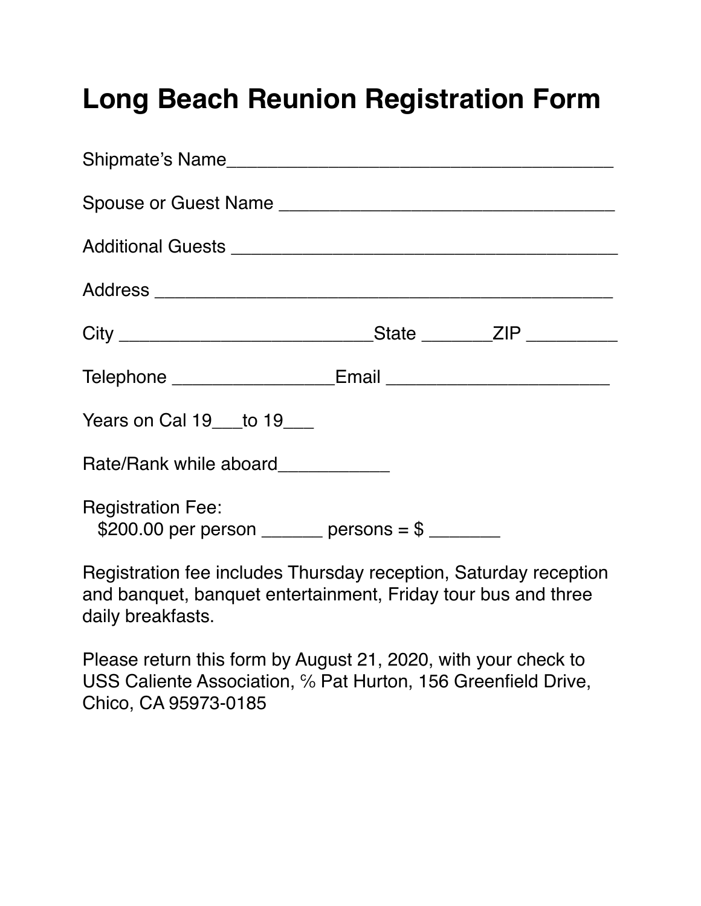# Long Beach Reunion Registration Form

Shipmate's Name_______________________________________

Spouse or Guest Name _________________________________

Additional Guests _______________________________________

Address _____________________________________________

City _________________________State _______ZIP _________

Telephone ________________Email ______________________

Years on Cal 19___to 19___

Rate/Rank while aboard___________

Registration Fee:
  $200.00 per person ______ persons = $ _______

Registration fee includes Thursday reception, Saturday reception and banquet, banquet entertainment, Friday tour bus and three daily breakfasts.

Please return this form by August 21, 2020, with your check to USS Caliente Association, % Pat Hurton, 156 Greenfield Drive, Chico, CA 95973-0185